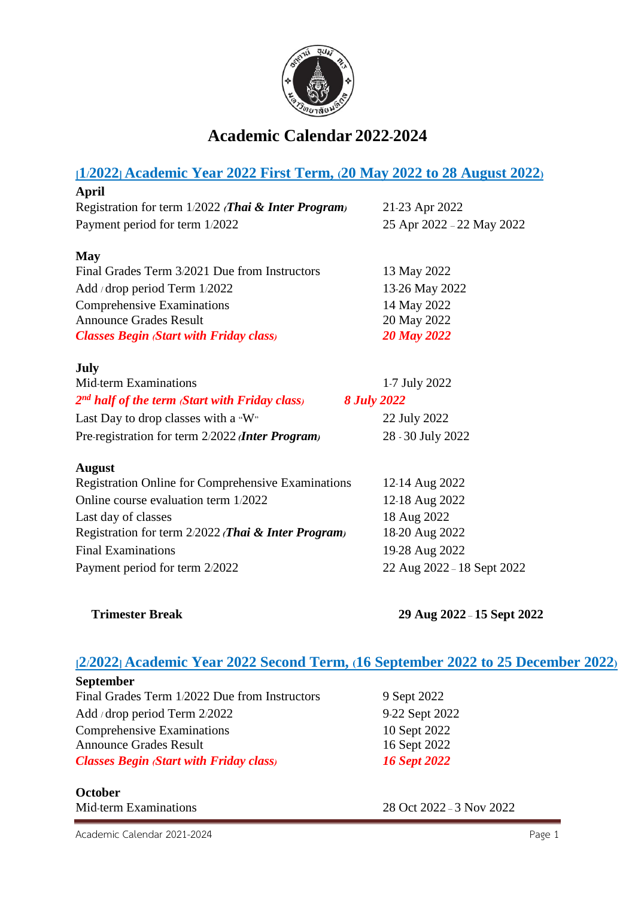# Academic Calendar 2022-2024

## (1/2022) Academic Year 2022 First Term, (20 May 2022 to 28 August 2022)

**April**

| | |
|---|---|
| Registration for term 1/2022 (***Thai & Inter Program***) | 21-23 Apr 2022 |
| Payment period for term 1/2022 | 25 Apr 2022 – 22 May 2022 |

**May**

| | |
|---|---|
| Final Grades Term 3/2021 Due from Instructors | 13 May 2022 |
| Add / drop period Term 1/2022 | 13-26 May 2022 |
| Comprehensive Examinations | 14 May 2022 |
| Announce Grades Result | 20 May 2022 |
| ***Classes Begin (Start with Friday class)*** | ***20 May 2022*** |

**July**

| | |
|---|---|
| Mid-term Examinations | 1-7 July 2022 |
| ***2nd half of the term (Start with Friday class)*** | ***8 July 2022*** |
| Last Day to drop classes with a "W" | 22 July 2022 |
| Pre-registration for term 2/2022 (***Inter Program***) | 28 - 30 July 2022 |

**August**

| | |
|---|---|
| Registration Online for Comprehensive Examinations | 12-14 Aug 2022 |
| Online course evaluation term 1/2022 | 12-18 Aug 2022 |
| Last day of classes | 18 Aug 2022 |
| Registration for term 2/2022 (***Thai & Inter Program***) | 18-20 Aug 2022 |
| Final Examinations | 19-28 Aug 2022 |
| Payment period for term 2/2022 | 22 Aug 2022 – 18 Sept 2022 |

**Trimester Break** — **29 Aug 2022 – 15 Sept 2022**

## (2/2022) Academic Year 2022 Second Term, (16 September 2022 to 25 December 2022)

**September**

| | |
|---|---|
| Final Grades Term 1/2022 Due from Instructors | 9 Sept 2022 |
| Add / drop period Term 2/2022 | 9-22 Sept 2022 |
| Comprehensive Examinations | 10 Sept 2022 |
| Announce Grades Result | 16 Sept 2022 |
| ***Classes Begin (Start with Friday class)*** | ***16 Sept 2022*** |

**October**

| | |
|---|---|
| Mid-term Examinations | 28 Oct 2022 – 3 Nov 2022 |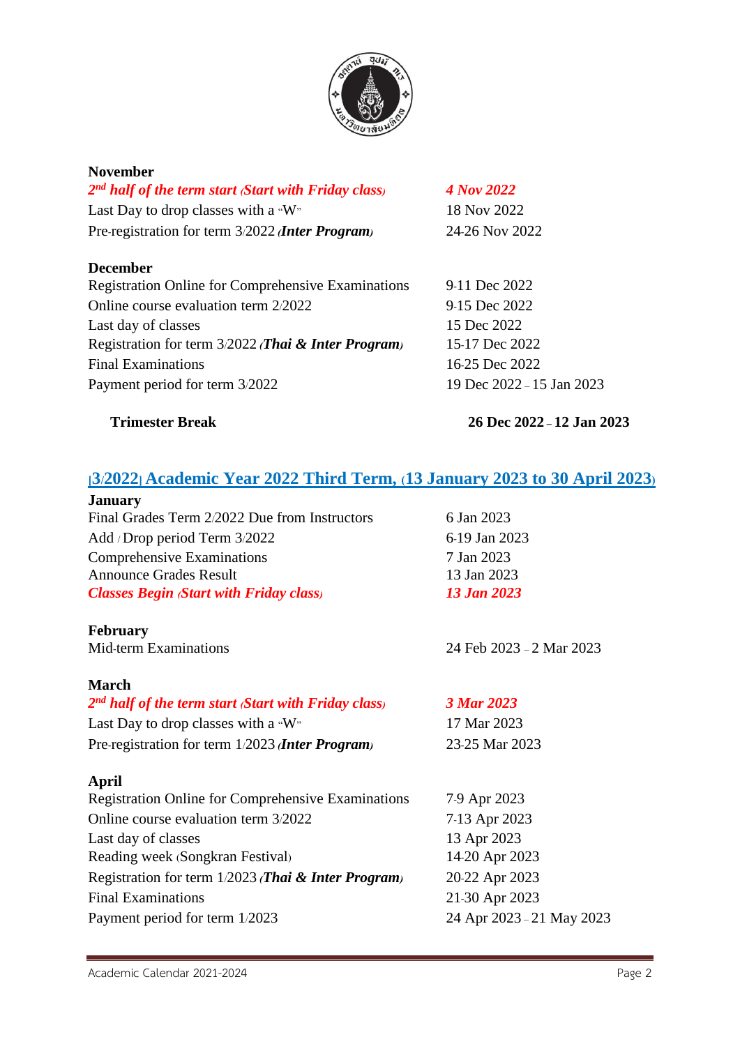**November**

| | |
|---|---|
| ***2nd half of the term start (Start with Friday class)*** | ***4 Nov 2022*** |
| Last Day to drop classes with a "W" | 18 Nov 2022 |
| Pre-registration for term 3/2022 ***(Inter Program)*** | 24-26 Nov 2022 |

**December**

| | |
|---|---|
| Registration Online for Comprehensive Examinations | 9-11 Dec 2022 |
| Online course evaluation term 2/2022 | 9-15 Dec 2022 |
| Last day of classes | 15 Dec 2022 |
| Registration for term 3/2022 ***(Thai & Inter Program)*** | 15-17 Dec 2022 |
| Final Examinations | 16-25 Dec 2022 |
| Payment period for term 3/2022 | 19 Dec 2022 – 15 Jan 2023 |

| | |
|---|---|
| **Trimester Break** | **26 Dec 2022 – 12 Jan 2023** |

## [3/2022] Academic Year 2022 Third Term, (13 January 2023 to 30 April 2023)

**January**

| | |
|---|---|
| Final Grades Term 2/2022 Due from Instructors | 6 Jan 2023 |
| Add / Drop period Term 3/2022 | 6-19 Jan 2023 |
| Comprehensive Examinations | 7 Jan 2023 |
| Announce Grades Result | 13 Jan 2023 |
| ***Classes Begin (Start with Friday class)*** | ***13 Jan 2023*** |

**February**

| | |
|---|---|
| Mid-term Examinations | 24 Feb 2023 – 2 Mar 2023 |

**March**

| | |
|---|---|
| ***2nd half of the term start (Start with Friday class)*** | ***3 Mar 2023*** |
| Last Day to drop classes with a "W" | 17 Mar 2023 |
| Pre-registration for term 1/2023 ***(Inter Program)*** | 23-25 Mar 2023 |

**April**

| | |
|---|---|
| Registration Online for Comprehensive Examinations | 7-9 Apr 2023 |
| Online course evaluation term 3/2022 | 7-13 Apr 2023 |
| Last day of classes | 13 Apr 2023 |
| Reading week (Songkran Festival) | 14-20 Apr 2023 |
| Registration for term 1/2023 ***(Thai & Inter Program)*** | 20-22 Apr 2023 |
| Final Examinations | 21-30 Apr 2023 |
| Payment period for term 1/2023 | 24 Apr 2023 – 21 May 2023 |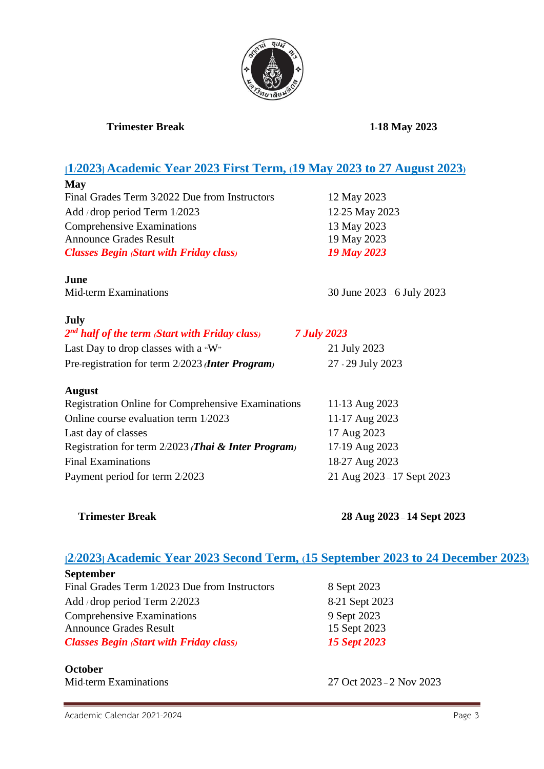**Trimester Break** **1-18 May 2023**

## [1/2023] Academic Year 2023 First Term, (19 May 2023 to 27 August 2023)

**May**

| | |
|---|---|
| Final Grades Term 3/2022 Due from Instructors | 12 May 2023 |
| Add / drop period Term 1/2023 | 12-25 May 2023 |
| Comprehensive Examinations | 13 May 2023 |
| Announce Grades Result | 19 May 2023 |
| ***Classes Begin (Start with Friday class)*** | ***19 May 2023*** |

**June**

| | |
|---|---|
| Mid-term Examinations | 30 June 2023 – 6 July 2023 |

**July**

| | |
|---|---|
| ***2nd half of the term (Start with Friday class)*** | ***7 July 2023*** |
| Last Day to drop classes with a "W" | 21 July 2023 |
| Pre-registration for term 2/2023 ***(Inter Program)*** | 27 - 29 July 2023 |

**August**

| | |
|---|---|
| Registration Online for Comprehensive Examinations | 11-13 Aug 2023 |
| Online course evaluation term 1/2023 | 11-17 Aug 2023 |
| Last day of classes | 17 Aug 2023 |
| Registration for term 2/2023 ***(Thai & Inter Program)*** | 17-19 Aug 2023 |
| Final Examinations | 18-27 Aug 2023 |
| Payment period for term 2/2023 | 21 Aug 2023 – 17 Sept 2023 |

**Trimester Break** **28 Aug 2023 – 14 Sept 2023**

## [2/2023] Academic Year 2023 Second Term, (15 September 2023 to 24 December 2023)

**September**

| | |
|---|---|
| Final Grades Term 1/2023 Due from Instructors | 8 Sept 2023 |
| Add / drop period Term 2/2023 | 8-21 Sept 2023 |
| Comprehensive Examinations | 9 Sept 2023 |
| Announce Grades Result | 15 Sept 2023 |
| ***Classes Begin (Start with Friday class)*** | ***15 Sept 2023*** |

**October**

| | |
|---|---|
| Mid-term Examinations | 27 Oct 2023 – 2 Nov 2023 |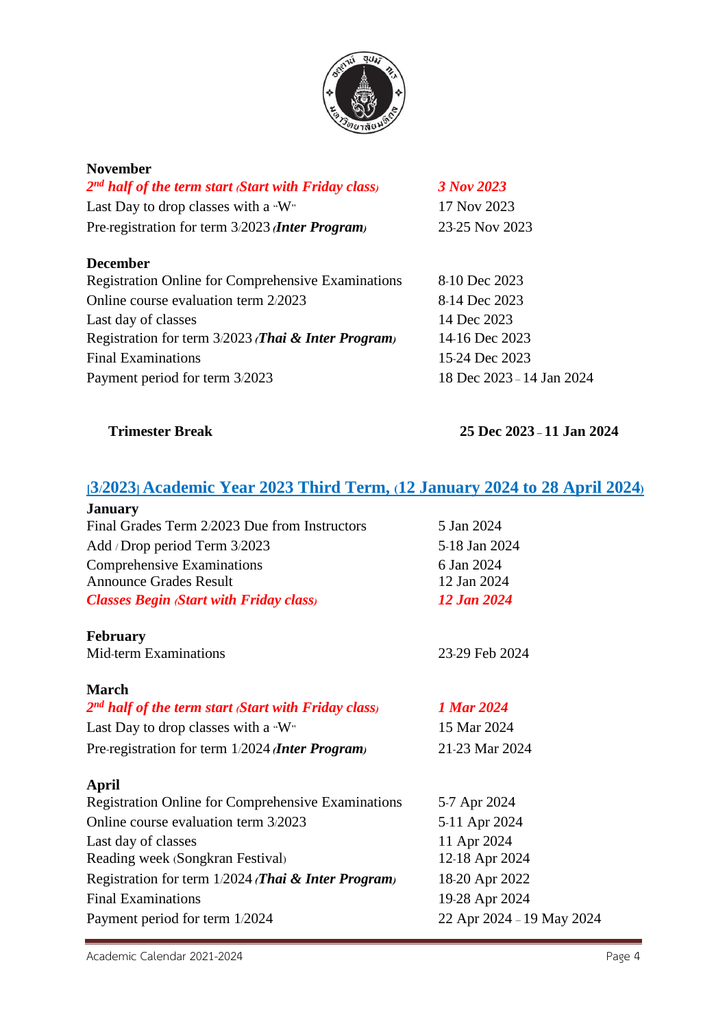**November**

| | |
|---|---|
| ***2nd half of the term start (Start with Friday class)*** | ***3 Nov 2023*** |
| Last Day to drop classes with a "W" | 17 Nov 2023 |
| Pre-registration for term 3/2023 (***Inter Program***) | 23-25 Nov 2023 |

**December**

| | |
|---|---|
| Registration Online for Comprehensive Examinations | 8-10 Dec 2023 |
| Online course evaluation term 2/2023 | 8-14 Dec 2023 |
| Last day of classes | 14 Dec 2023 |
| Registration for term 3/2023 (***Thai & Inter Program***) | 14-16 Dec 2023 |
| Final Examinations | 15-24 Dec 2023 |
| Payment period for term 3/2023 | 18 Dec 2023 – 14 Jan 2024 |

**Trimester Break** **25 Dec 2023 – 11 Jan 2024**

## [3/2023] Academic Year 2023 Third Term, (12 January 2024 to 28 April 2024)

**January**

| | |
|---|---|
| Final Grades Term 2/2023 Due from Instructors | 5 Jan 2024 |
| Add / Drop period Term 3/2023 | 5-18 Jan 2024 |
| Comprehensive Examinations | 6 Jan 2024 |
| Announce Grades Result | 12 Jan 2024 |
| ***Classes Begin (Start with Friday class)*** | ***12 Jan 2024*** |

**February**

| | |
|---|---|
| Mid-term Examinations | 23-29 Feb 2024 |

**March**

| | |
|---|---|
| ***2nd half of the term start (Start with Friday class)*** | ***1 Mar 2024*** |
| Last Day to drop classes with a "W" | 15 Mar 2024 |
| Pre-registration for term 1/2024 (***Inter Program***) | 21-23 Mar 2024 |

**April**

| | |
|---|---|
| Registration Online for Comprehensive Examinations | 5-7 Apr 2024 |
| Online course evaluation term 3/2023 | 5-11 Apr 2024 |
| Last day of classes | 11 Apr 2024 |
| Reading week (Songkran Festival) | 12-18 Apr 2024 |
| Registration for term 1/2024 (***Thai & Inter Program***) | 18-20 Apr 2022 |
| Final Examinations | 19-28 Apr 2024 |
| Payment period for term 1/2024 | 22 Apr 2024 – 19 May 2024 |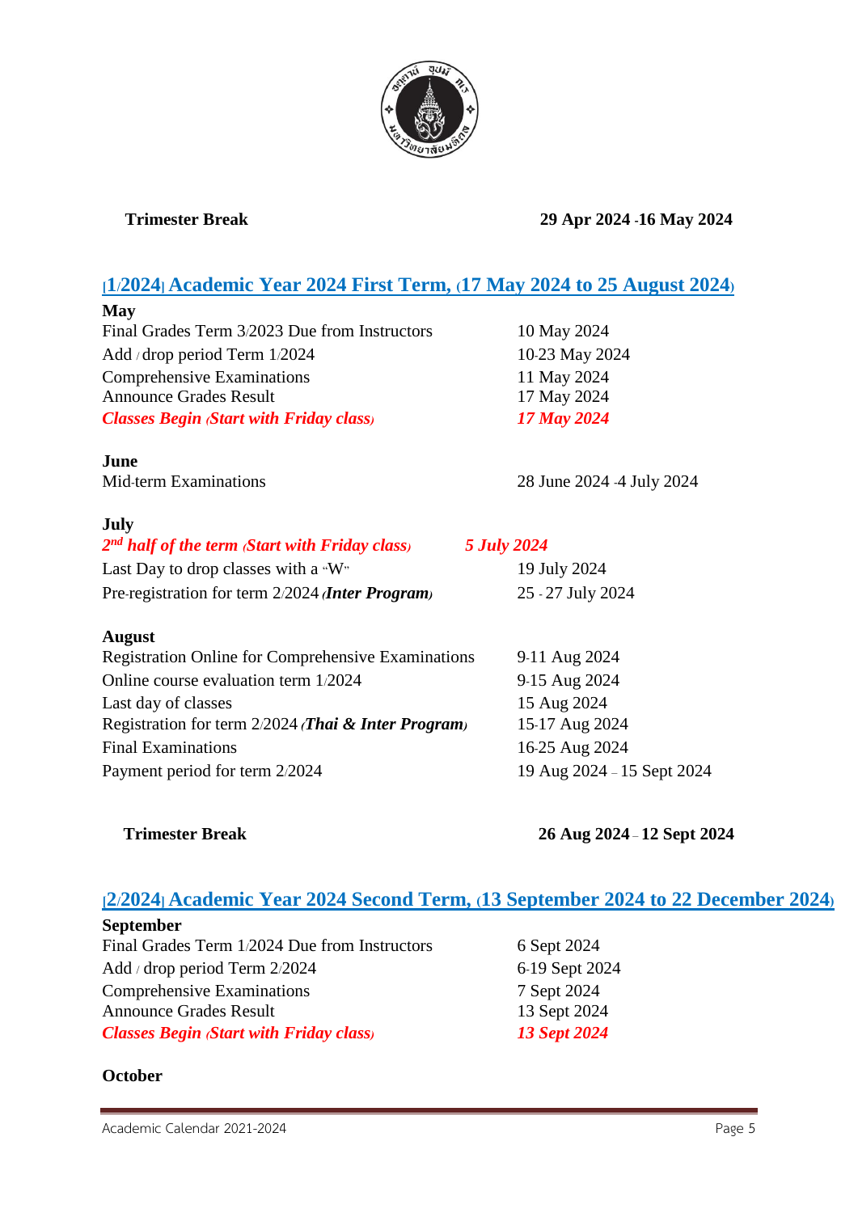| | |
|---|---|
| **Trimester Break** | **29 Apr 2024 -16 May 2024** |

## [1/2024] Academic Year 2024 First Term, (17 May 2024 to 25 August 2024)

**May**

| | |
|---|---|
| Final Grades Term 3/2023 Due from Instructors | 10 May 2024 |
| Add / drop period Term 1/2024 | 10-23 May 2024 |
| Comprehensive Examinations | 11 May 2024 |
| Announce Grades Result | 17 May 2024 |
| ***Classes Begin (Start with Friday class)*** | ***17 May 2024*** |

**June**

| | |
|---|---|
| Mid-term Examinations | 28 June 2024 -4 July 2024 |

**July**

| | |
|---|---|
| ***2nd half of the term (Start with Friday class)*** | ***5 July 2024*** |
| Last Day to drop classes with a "W" | 19 July 2024 |
| Pre-registration for term 2/2024 ***(Inter Program)*** | 25 - 27 July 2024 |

**August**

| | |
|---|---|
| Registration Online for Comprehensive Examinations | 9-11 Aug 2024 |
| Online course evaluation term 1/2024 | 9-15 Aug 2024 |
| Last day of classes | 15 Aug 2024 |
| Registration for term 2/2024 ***(Thai & Inter Program)*** | 15-17 Aug 2024 |
| Final Examinations | 16-25 Aug 2024 |
| Payment period for term 2/2024 | 19 Aug 2024 – 15 Sept 2024 |

| | |
|---|---|
| **Trimester Break** | **26 Aug 2024 – 12 Sept 2024** |

## [2/2024] Academic Year 2024 Second Term, (13 September 2024 to 22 December 2024)

**September**

| | |
|---|---|
| Final Grades Term 1/2024 Due from Instructors | 6 Sept 2024 |
| Add / drop period Term 2/2024 | 6-19 Sept 2024 |
| Comprehensive Examinations | 7 Sept 2024 |
| Announce Grades Result | 13 Sept 2024 |
| ***Classes Begin (Start with Friday class)*** | ***13 Sept 2024*** |

**October**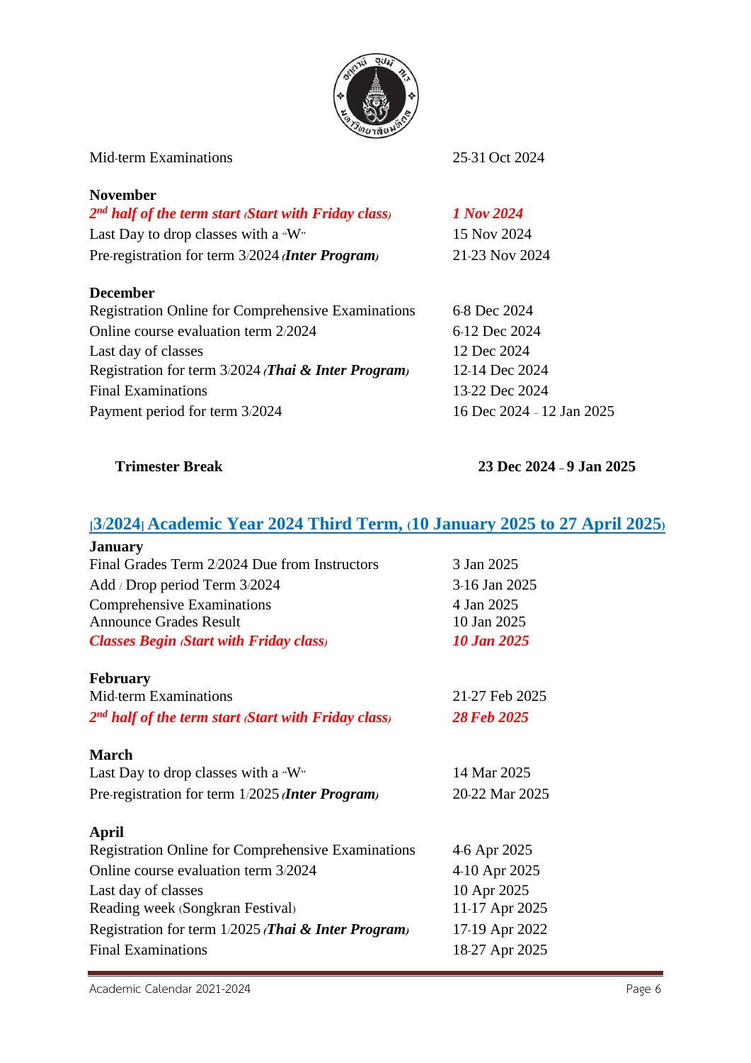| | |
|---|---|
| Mid-term Examinations | 25-31 Oct 2024 |

**November**

| | |
|---|---|
| ***2nd half of the term start (Start with Friday class)*** | ***1 Nov 2024*** |
| Last Day to drop classes with a "W" | 15 Nov 2024 |
| Pre-registration for term 3/2024 (***Inter Program***) | 21-23 Nov 2024 |

**December**

| | |
|---|---|
| Registration Online for Comprehensive Examinations | 6-8 Dec 2024 |
| Online course evaluation term 2/2024 | 6-12 Dec 2024 |
| Last day of classes | 12 Dec 2024 |
| Registration for term 3/2024 (***Thai & Inter Program***) | 12-14 Dec 2024 |
| Final Examinations | 13-22 Dec 2024 |
| Payment period for term 3/2024 | 16 Dec 2024 – 12 Jan 2025 |

| | |
|---|---|
| **Trimester Break** | **23 Dec 2024 – 9 Jan 2025** |

## [3/2024] Academic Year 2024 Third Term, (10 January 2025 to 27 April 2025)

**January**

| | |
|---|---|
| Final Grades Term 2/2024 Due from Instructors | 3 Jan 2025 |
| Add / Drop period Term 3/2024 | 3-16 Jan 2025 |
| Comprehensive Examinations | 4 Jan 2025 |
| Announce Grades Result | 10 Jan 2025 |
| ***Classes Begin (Start with Friday class)*** | ***10 Jan 2025*** |

**February**

| | |
|---|---|
| Mid-term Examinations | 21-27 Feb 2025 |
| ***2nd half of the term start (Start with Friday class)*** | ***28 Feb 2025*** |

**March**

| | |
|---|---|
| Last Day to drop classes with a "W" | 14 Mar 2025 |
| Pre-registration for term 1/2025 (***Inter Program***) | 20-22 Mar 2025 |

**April**

| | |
|---|---|
| Registration Online for Comprehensive Examinations | 4-6 Apr 2025 |
| Online course evaluation term 3/2024 | 4-10 Apr 2025 |
| Last day of classes | 10 Apr 2025 |
| Reading week (Songkran Festival) | 11-17 Apr 2025 |
| Registration for term 1/2025 (***Thai & Inter Program***) | 17-19 Apr 2022 |
| Final Examinations | 18-27 Apr 2025 |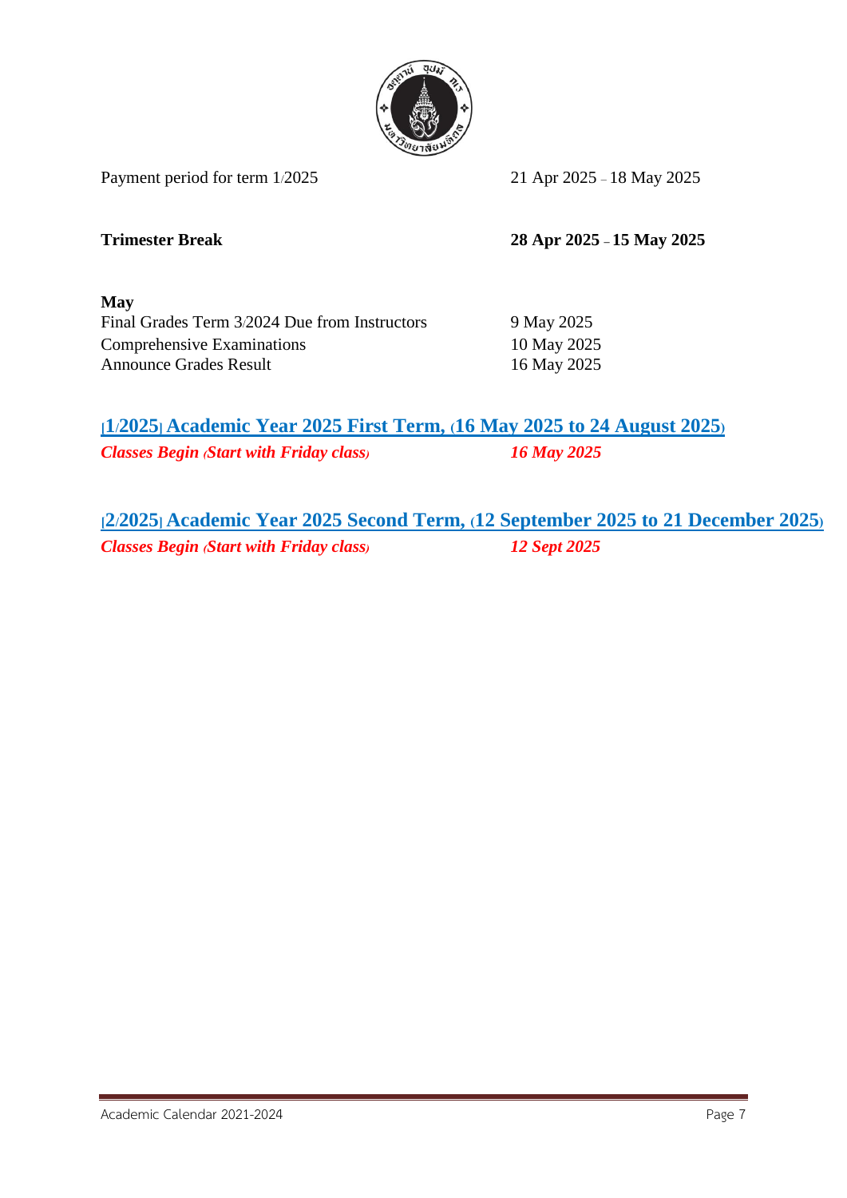| | |
|---|---|
| Payment period for term 1/2025 | 21 Apr 2025 – 18 May 2025 |
| **Trimester Break** | **28 Apr 2025 – 15 May 2025** |

**May**

| | |
|---|---|
| Final Grades Term 3/2024 Due from Instructors | 9 May 2025 |
| Comprehensive Examinations | 10 May 2025 |
| Announce Grades Result | 16 May 2025 |

## [1/2025] Academic Year 2025 First Term, (16 May 2025 to 24 August 2025)

| | |
|---|---|
| ***Classes Begin (Start with Friday class)*** | ***16 May 2025*** |

## [2/2025] Academic Year 2025 Second Term, (12 September 2025 to 21 December 2025)

| | |
|---|---|
| ***Classes Begin (Start with Friday class)*** | ***12 Sept 2025*** |